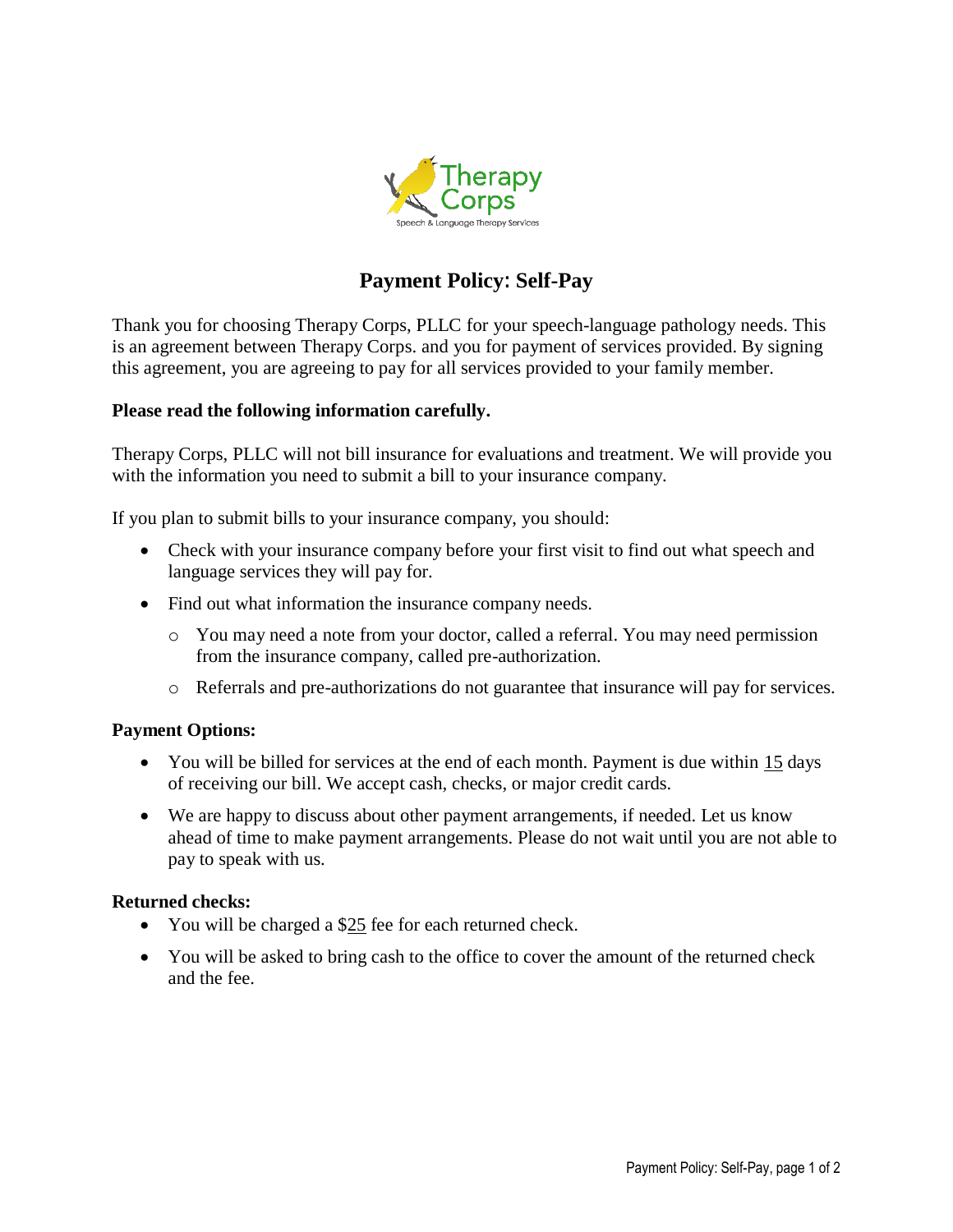# Payment Policy: Self-Pay

Thank you for choosing Therapy Corps, PLLC for your speech-language pathology needs. This is an agreement between Therapy Corps. and you for payment of services provided. By signing this agreement, you are agreeing to pay for all services provided to your family member.

**Please read the following information carefully.**

Therapy Corps, PLLC will not bill insurance for evaluations and treatment. We will provide you with the information you need to submit a bill to your insurance company.

If you plan to submit bills to your insurance company, you should:

- Check with your insurance company before your first visit to find out what speech and language services they will pay for.
- Find out what information the insurance company needs.
  - You may need a note from your doctor, called a referral. You may need permission from the insurance company, called pre-authorization.
  - Referrals and pre-authorizations do not guarantee that insurance will pay for services.

**Payment Options:**

- You will be billed for services at the end of each month. Payment is due within 15 days of receiving our bill. We accept cash, checks, or major credit cards.
- We are happy to discuss about other payment arrangements, if needed. Let us know ahead of time to make payment arrangements. Please do not wait until you are not able to pay to speak with us.

**Returned checks:**

- You will be charged a $25 fee for each returned check.
- You will be asked to bring cash to the office to cover the amount of the returned check and the fee.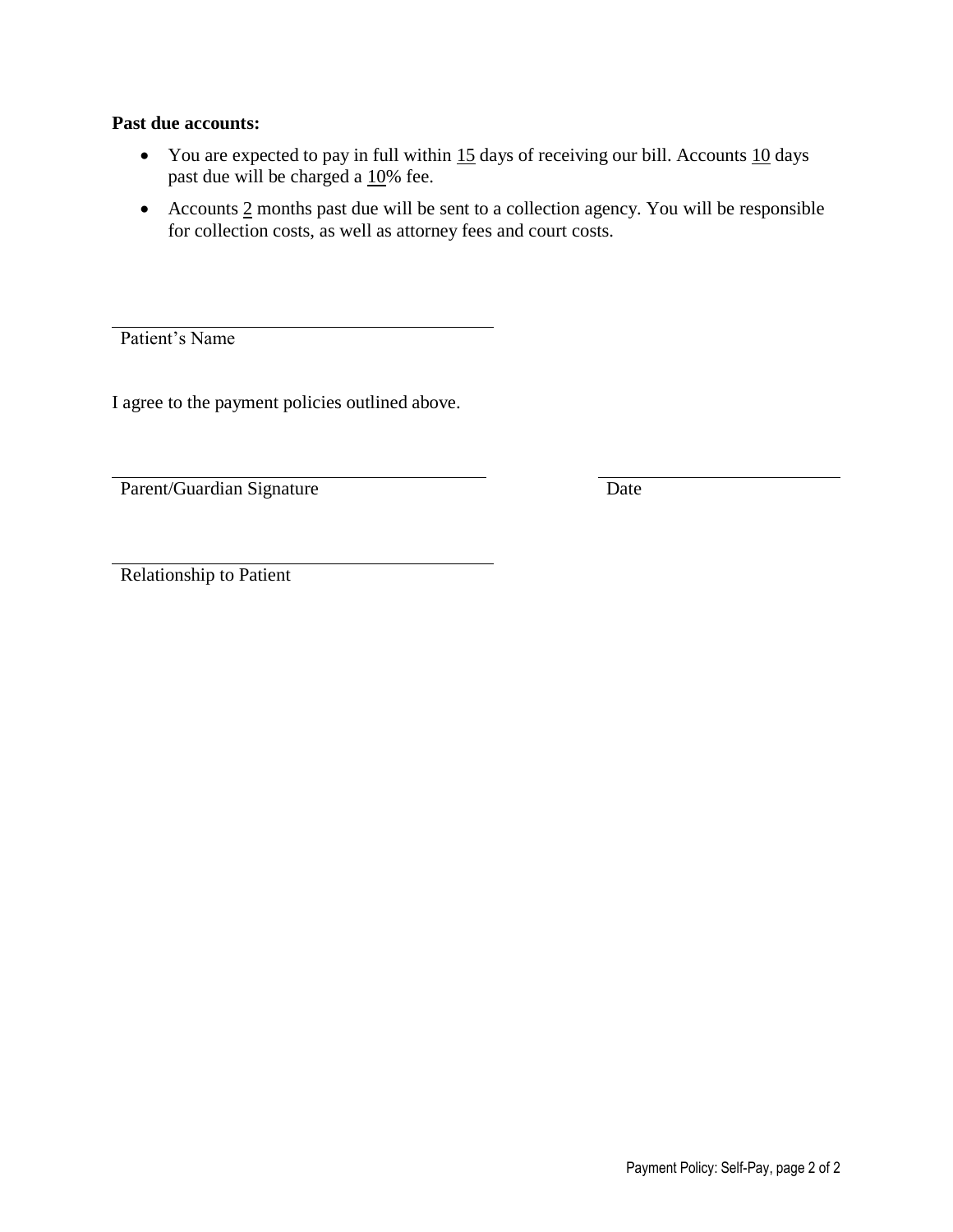**Past due accounts:**

- You are expected to pay in full within 15 days of receiving our bill. Accounts 10 days past due will be charged a 10% fee.
- Accounts 2 months past due will be sent to a collection agency. You will be responsible for collection costs, as well as attorney fees and court costs.

\_\_\_\_\_\_\_\_\_\_\_\_\_\_\_\_\_\_\_\_\_\_\_\_\_\_\_\_\_\_\_\_\_\_\_\_\_\_\_\_

Patient's Name

I agree to the payment policies outlined above.

\_\_\_\_\_\_\_\_\_\_\_\_\_\_\_\_\_\_\_\_\_\_\_\_\_\_\_\_\_\_\_\_\_\_\_\_\_\_\_\_ \_\_\_\_\_\_\_\_\_\_\_\_\_\_\_\_\_\_\_\_\_\_\_\_\_\_

Parent/Guardian Signature Date

\_\_\_\_\_\_\_\_\_\_\_\_\_\_\_\_\_\_\_\_\_\_\_\_\_\_\_\_\_\_\_\_\_\_\_\_\_\_\_\_

Relationship to Patient